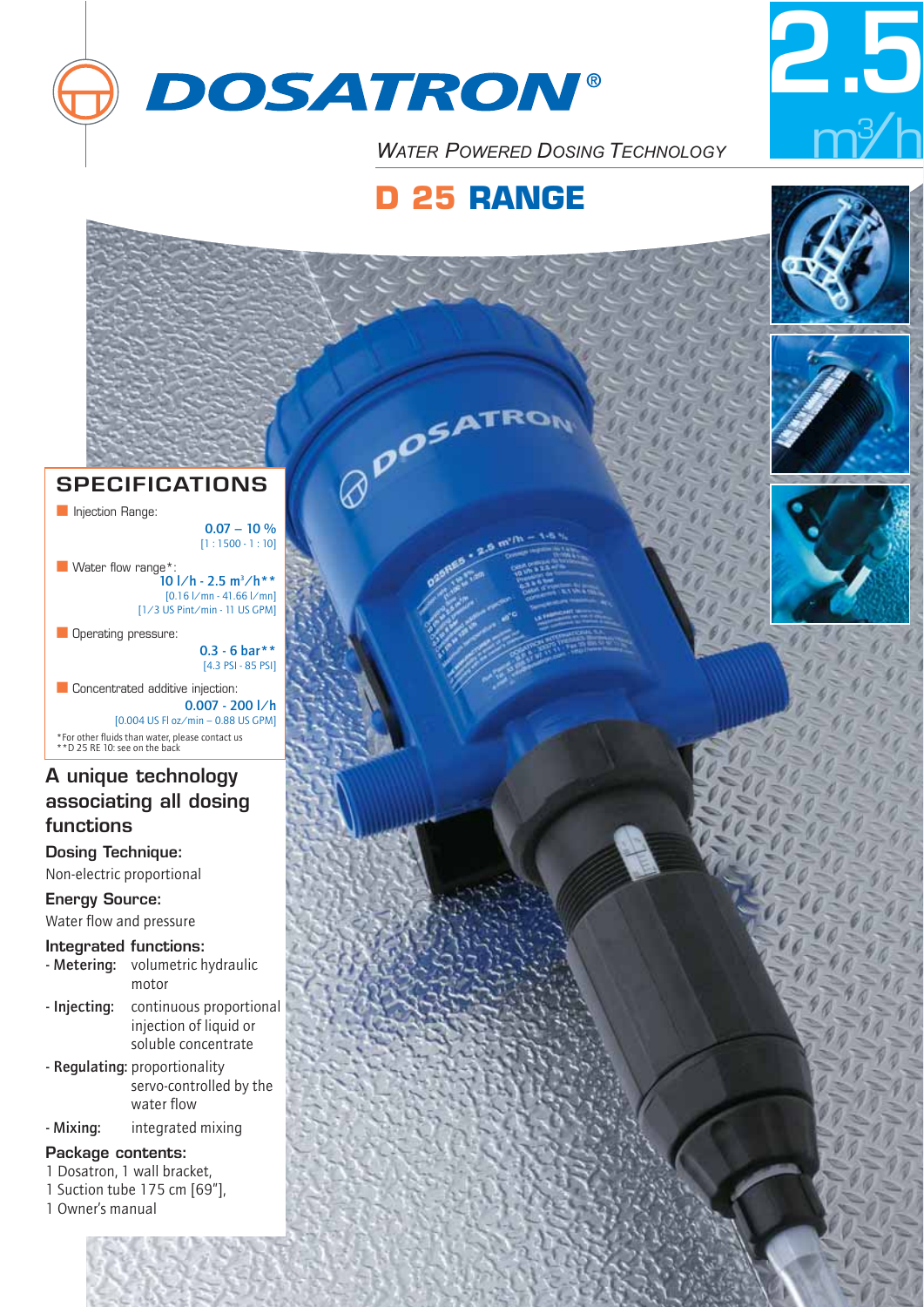# DOSATRON®

*Water Powered Dosing Technology*

**2.5 $m^3/h$**

## D 25 RANGE

## SPECIFICATIONS

- Injection Range:
  **0.07 – 10 %**
  [1 : 1500 - 1 : 10]

- Water flow range*:
  **10 l/h - 2.5 $m^3$/h****
  [0.16 l/mn - 41.66 l/mn]
  [1/3 US Pint/min - 11 US GPM]

- Operating pressure:
  **0.3 - 6 bar****
  [4.3 PSI - 85 PSI]

- Concentrated additive injection:
  **0.007 - 200 l/h**
  [0.004 US Fl oz/min – 0.88 US GPM]

*For other fluids than water, please contact us
**D 25 RE 10: see on the back

### A unique technology associating all dosing functions

**Dosing Technique:**
Non-electric proportional

**Energy Source:**
Water flow and pressure

**Integrated functions:**
- **Metering:** volumetric hydraulic motor
- **Injecting:** continuous proportional injection of liquid or soluble concentrate
- **Regulating:** proportionality servo-controlled by the water flow
- **Mixing:** integrated mixing

**Package contents:**
1 Dosatron, 1 wall bracket,
1 Suction tube 175 cm [69"],
1 Owner's manual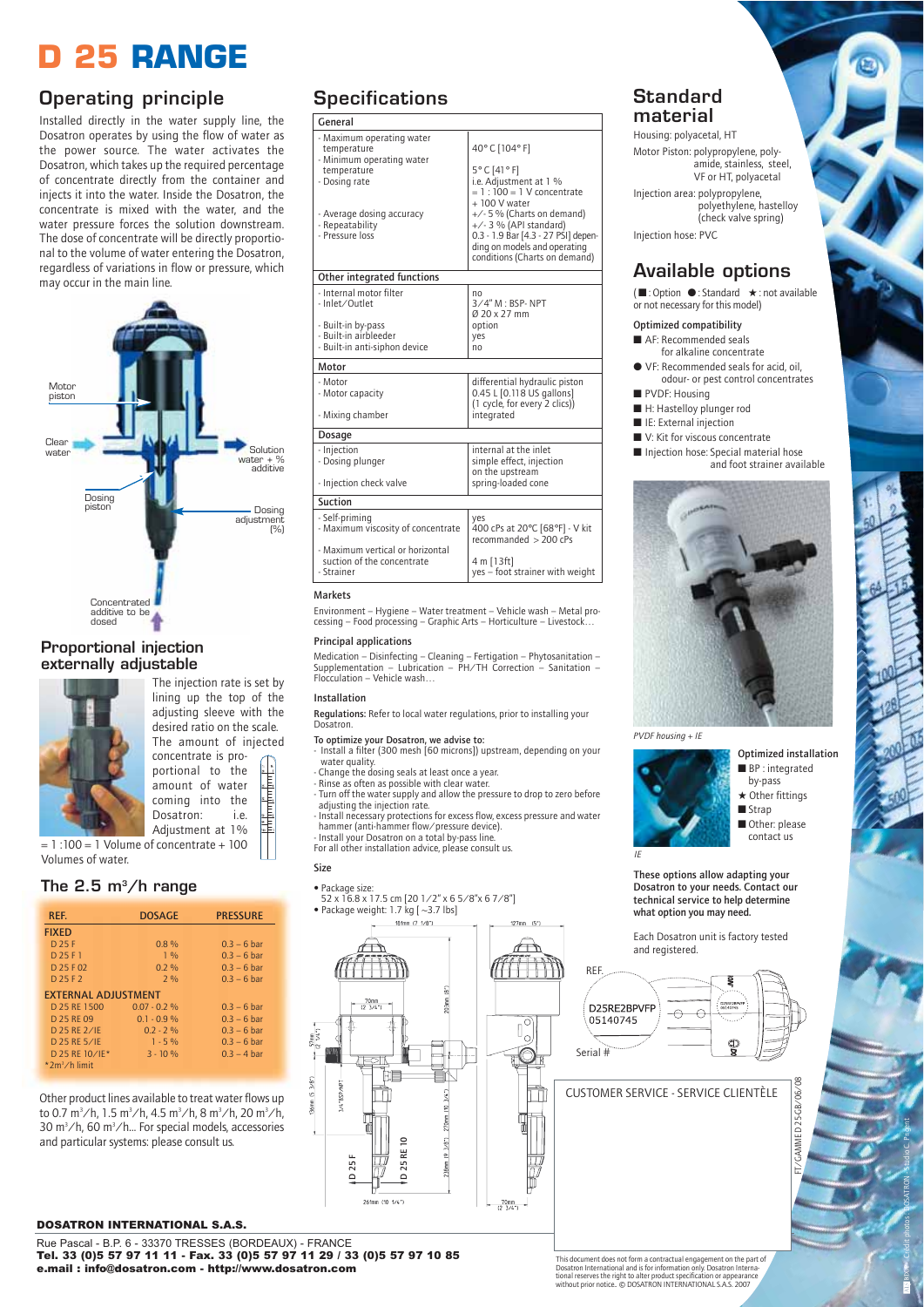# D 25 RANGE

## Operating principle

Installed directly in the water supply line, the Dosatron operates by using the flow of water as the power source. The water activates the Dosatron, which takes up the required percentage of concentrate directly from the container and injects it into the water. Inside the Dosatron, the concentrate is mixed with the water, and the water pressure forces the solution downstream. The dose of concentrate will be directly proportional to the volume of water entering the Dosatron, regardless of variations in flow or pressure, which may occur in the main line.

Motor piston
Clear water
Solution water + % additive
Dosing piston
Dosing adjustment (%)
Concentrated additive to be dosed

### Proportional injection externally adjustable

The injection rate is set by lining up the top of the adjusting sleeve with the desired ratio on the scale. The amount of injected concentrate is proportional to the amount of water coming into the Dosatron: i.e. Adjustment at 1% = 1 :100 = 1 Volume of concentrate + 100 Volumes of water.

### The 2.5 m³/h range

| REF. | DOSAGE | PRESSURE |
|---|---|---|
| **FIXED** | | |
| D 25 F | 0.8 % | 0.3 – 6 bar |
| D 25 F 1 | 1 % | 0.3 – 6 bar |
| D 25 F 02 | 0.2 % | 0.3 – 6 bar |
| D 25 F 2 | 2 % | 0.3 – 6 bar |
| **EXTERNAL ADJUSTMENT** | | |
| D 25 RE 1500 | 0.07 - 0.2 % | 0.3 – 6 bar |
| D 25 RE 09 | 0.1 - 0.9 % | 0.3 – 6 bar |
| D 25 RE 2/IE | 0.2 - 2 % | 0.3 – 6 bar |
| D 25 RE 5/IE | 1 - 5 % | 0.3 – 6 bar |
| D 25 RE 10/IE* | 3 - 10 % | 0.3 – 4 bar |

*2m³/h limit

Other product lines available to treat water flows up to 0.7 m³/h, 1.5 m³/h, 4.5 m³/h, 8 m³/h, 20 m³/h, 30 m³/h, 60 m³/h... For special models, accessories and particular systems: please consult us.

## Specifications

| General | |
|---|---|
| - Maximum operating water temperature | 40° C [104° F] |
| - Minimum operating water temperature | 5° C [41° F] |
| - Dosing rate | i.e. Adjustment at 1 % = 1 : 100 = 1 V concentrate + 100 V water |
| - Average dosing accuracy | +/- 5 % (Charts on demand) |
| - Repeatability | +/- 3 % (API standard) |
| - Pressure loss | 0.3 - 1.9 Bar [4.3 - 27 PSI] depending on models and operating conditions (Charts on demand) |
| **Other integrated functions** | |
| - Internal motor filter | no |
| - Inlet/Outlet | 3/4" M : BSP- NPT Ø 20 x 27 mm |
| - Built-in by-pass | option |
| - Built-in airbleeder | yes |
| - Built-in anti-siphon device | no |
| **Motor** | |
| - Motor | differential hydraulic piston |
| - Motor capacity | 0.45 L [0.118 US gallons] (1 cycle, for every 2 clics)) |
| - Mixing chamber | integrated |
| **Dosage** | |
| - Injection | internal at the inlet |
| - Dosing plunger | simple effect, injection on the upstream |
| - Injection check valve | spring-loaded cone |
| **Suction** | |
| - Self-priming | yes |
| - Maximum viscosity of concentrate | 400 cPs at 20°C [68°F] - V kit recommanded > 200 cPs |
| - Maximum vertical or horizontal suction of the concentrate | 4 m [13ft] |
| - Strainer | yes – foot strainer with weight |

### Markets

Environment – Hygiene – Water treatment – Vehicle wash – Metal processing – Food processing – Graphic Arts – Horticulture – Livestock…

### Principal applications

Medication – Disinfecting – Cleaning – Fertigation – Phytosanitation – Supplementation – Lubrication – PH/TH Correction – Sanitation – Flocculation – Vehicle wash…

### Installation

**Regulations:** Refer to local water regulations, prior to installing your Dosatron.

**To optimize your Dosatron, we advise to:**

- Install a filter (300 mesh [60 microns]) upstream, depending on your water quality.
- Change the dosing seals at least once a year.
- Rinse as often as possible with clear water.
- Turn off the water supply and allow the pressure to drop to zero before adjusting the injection rate.
- Install necessary protections for excess flow, excess pressure and water hammer (anti-hammer flow/pressure device).
- Install your Dosatron on a total by-pass line.

For all other installation advice, please consult us.

### Size

- Package size: 52 x 16.8 x 17.5 cm [20 1/2" x 6 5/8"x 6 7/8"]
- Package weight: 1.7 kg [~3.7 lbs]

181mm (7 1/8")
127mm (5")
70mm (2 3/4")
203mm (8")
57mm (2 1/4")
3/4" BSP-NPT
136mm (5 3/8")
273mm (10 3/4")
238mm (9 3/8")
D 25 F
D 25 RE 10
261mm (10 1/4")
70mm (2 3/4")

## Standard material

Housing: polyacetal, HT

Motor Piston: polypropylene, polyamide, stainless, steel, VF or HT, polyacetal

Injection area: polypropylene, polyethylene, hastelloy (check valve spring)

Injection hose: PVC

## Available options

(■ : Option ● : Standard ★ : not available or not necessary for this model)

**Optimized compatibility**

- ■ AF: Recommended seals for alkaline concentrate
- ● VF: Recommended seals for acid, oil, odour- or pest control concentrates
- ■ PVDF: Housing
- ■ H: Hastelloy plunger rod
- ■ IE: External injection
- ■ V: Kit for viscous concentrate
- ■ Injection hose: Special material hose and foot strainer available

*PVDF housing + IE*

*IE*

**Optimized installation**

- ■ BP : integrated by-pass
- ★ Other fittings
- ■ Strap
- ■ Other: please contact us

**These options allow adapting your Dosatron to your needs. Contact our technical service to help determine what option you may need.**

Each Dosatron unit is factory tested and registered.

REF.
D25RE2BPVFP
05140745
Serial #

CUSTOMER SERVICE - SERVICE CLIENTÈLE

FT/GAMME D 25-GB/06/08

### DOSATRON INTERNATIONAL S.A.S.

Rue Pascal - B.P. 6 - 33370 TRESSES (BORDEAUX) - FRANCE
**Tel. 33 (0)5 57 97 11 11 - Fax. 33 (0)5 57 97 11 29 / 33 (0)5 57 97 10 85**
**e.mail : info@dosatron.com - http://www.dosatron.com**

This document does not form a contractual engagement on the part of Dosatron International and is for information only. Dosatron International reserves the right to alter product specification or appearance without prior notice. © DOSATRON INTERNATIONAL S.A.S. 2007